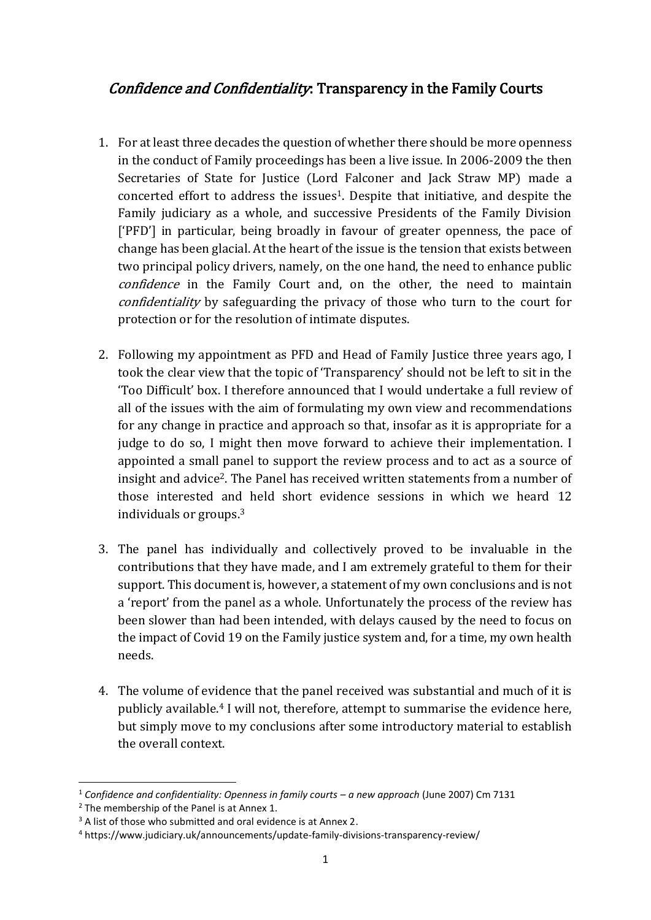# *Confidence and Confidentiality*: Transparency in the Family Courts

1. For at least three decades the question of whether there should be more openness in the conduct of Family proceedings has been a live issue. In 2006-2009 the then Secretaries of State for Justice (Lord Falconer and Jack Straw MP) made a concerted effort to address the issues[1]. Despite that initiative, and despite the Family judiciary as a whole, and successive Presidents of the Family Division ['PFD'] in particular, being broadly in favour of greater openness, the pace of change has been glacial. At the heart of the issue is the tension that exists between two principal policy drivers, namely, on the one hand, the need to enhance public *confidence* in the Family Court and, on the other, the need to maintain *confidentiality* by safeguarding the privacy of those who turn to the court for protection or for the resolution of intimate disputes.

2. Following my appointment as PFD and Head of Family Justice three years ago, I took the clear view that the topic of 'Transparency' should not be left to sit in the 'Too Difficult' box. I therefore announced that I would undertake a full review of all of the issues with the aim of formulating my own view and recommendations for any change in practice and approach so that, insofar as it is appropriate for a judge to do so, I might then move forward to achieve their implementation. I appointed a small panel to support the review process and to act as a source of insight and advice[2]. The Panel has received written statements from a number of those interested and held short evidence sessions in which we heard 12 individuals or groups.[3]

3. The panel has individually and collectively proved to be invaluable in the contributions that they have made, and I am extremely grateful to them for their support. This document is, however, a statement of my own conclusions and is not a 'report' from the panel as a whole. Unfortunately the process of the review has been slower than had been intended, with delays caused by the need to focus on the impact of Covid 19 on the Family justice system and, for a time, my own health needs.

4. The volume of evidence that the panel received was substantial and much of it is publicly available.[4] I will not, therefore, attempt to summarise the evidence here, but simply move to my conclusions after some introductory material to establish the overall context.

---

[1] *Confidence and confidentiality: Openness in family courts – a new approach* (June 2007) Cm 7131

[2] The membership of the Panel is at Annex 1.

[3] A list of those who submitted and oral evidence is at Annex 2.

[4] https://www.judiciary.uk/announcements/update-family-divisions-transparency-review/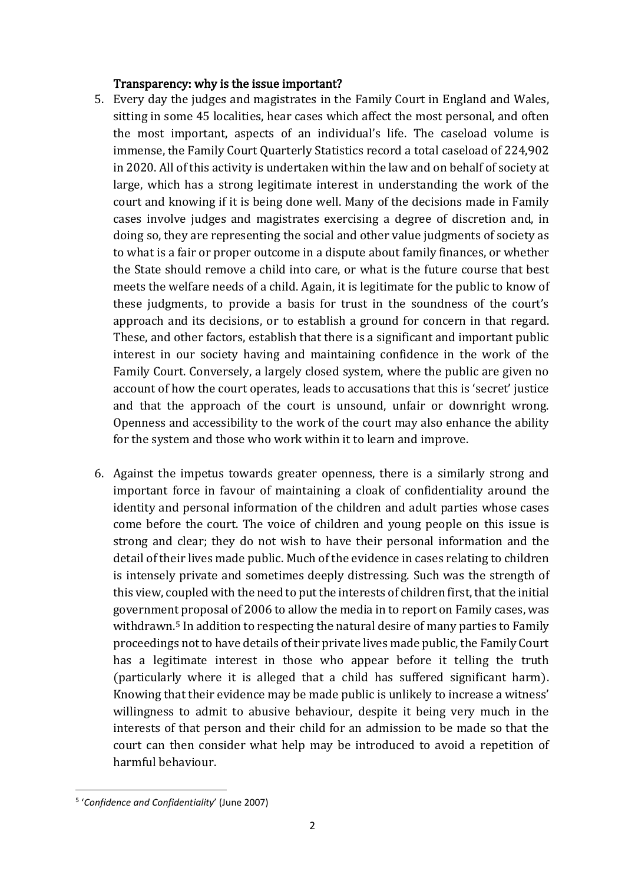**Transparency: why is the issue important?**

5. Every day the judges and magistrates in the Family Court in England and Wales, sitting in some 45 localities, hear cases which affect the most personal, and often the most important, aspects of an individual's life. The caseload volume is immense, the Family Court Quarterly Statistics record a total caseload of 224,902 in 2020. All of this activity is undertaken within the law and on behalf of society at large, which has a strong legitimate interest in understanding the work of the court and knowing if it is being done well. Many of the decisions made in Family cases involve judges and magistrates exercising a degree of discretion and, in doing so, they are representing the social and other value judgments of society as to what is a fair or proper outcome in a dispute about family finances, or whether the State should remove a child into care, or what is the future course that best meets the welfare needs of a child. Again, it is legitimate for the public to know of these judgments, to provide a basis for trust in the soundness of the court's approach and its decisions, or to establish a ground for concern in that regard. These, and other factors, establish that there is a significant and important public interest in our society having and maintaining confidence in the work of the Family Court. Conversely, a largely closed system, where the public are given no account of how the court operates, leads to accusations that this is 'secret' justice and that the approach of the court is unsound, unfair or downright wrong. Openness and accessibility to the work of the court may also enhance the ability for the system and those who work within it to learn and improve.

6. Against the impetus towards greater openness, there is a similarly strong and important force in favour of maintaining a cloak of confidentiality around the identity and personal information of the children and adult parties whose cases come before the court. The voice of children and young people on this issue is strong and clear; they do not wish to have their personal information and the detail of their lives made public. Much of the evidence in cases relating to children is intensely private and sometimes deeply distressing. Such was the strength of this view, coupled with the need to put the interests of children first, that the initial government proposal of 2006 to allow the media in to report on Family cases, was withdrawn.[5] In addition to respecting the natural desire of many parties to Family proceedings not to have details of their private lives made public, the Family Court has a legitimate interest in those who appear before it telling the truth (particularly where it is alleged that a child has suffered significant harm). Knowing that their evidence may be made public is unlikely to increase a witness' willingness to admit to abusive behaviour, despite it being very much in the interests of that person and their child for an admission to be made so that the court can then consider what help may be introduced to avoid a repetition of harmful behaviour.

[5] '*Confidence and Confidentiality*' (June 2007)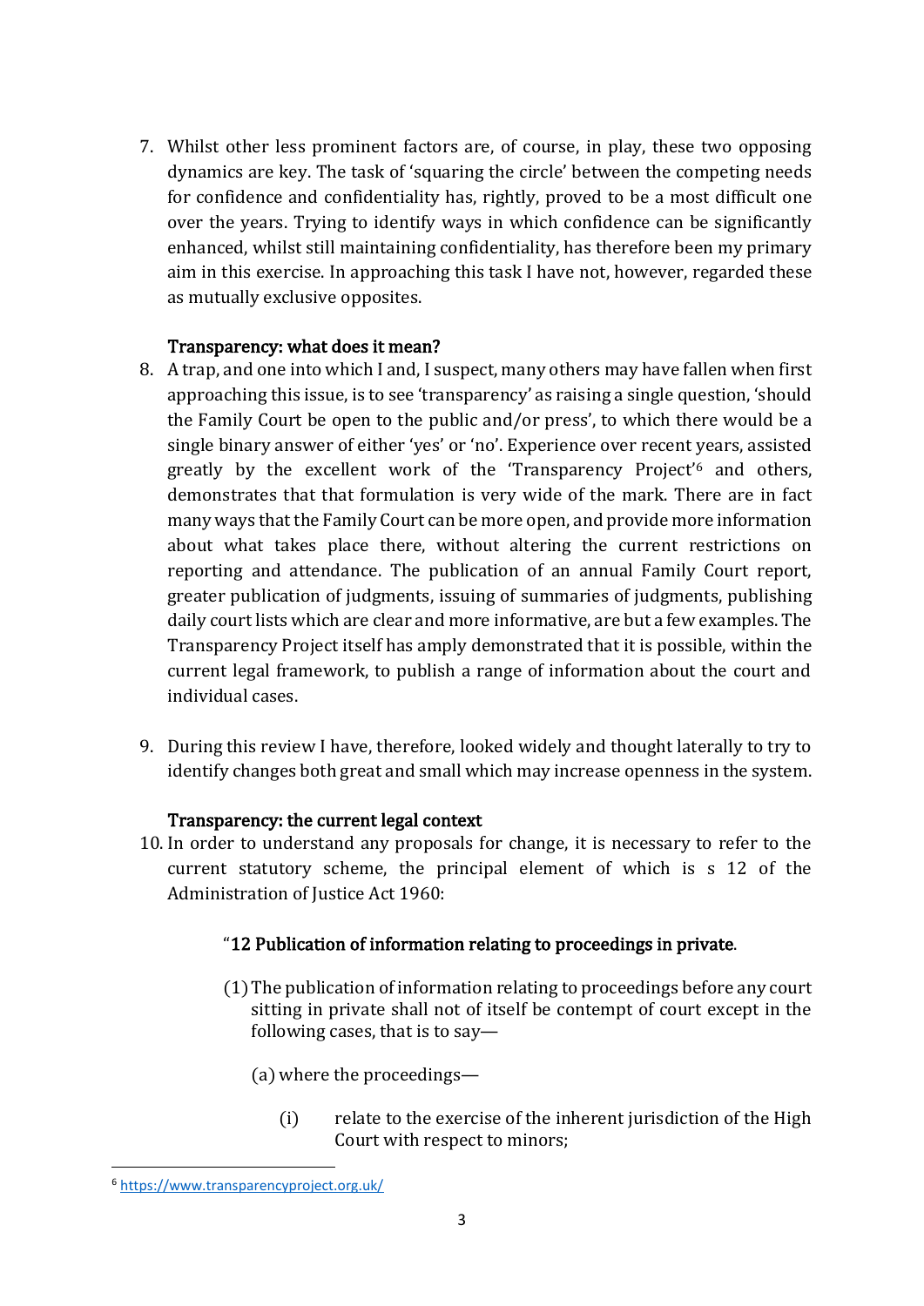7. Whilst other less prominent factors are, of course, in play, these two opposing dynamics are key. The task of 'squaring the circle' between the competing needs for confidence and confidentiality has, rightly, proved to be a most difficult one over the years. Trying to identify ways in which confidence can be significantly enhanced, whilst still maintaining confidentiality, has therefore been my primary aim in this exercise. In approaching this task I have not, however, regarded these as mutually exclusive opposites.

### Transparency: what does it mean?

8. A trap, and one into which I and, I suspect, many others may have fallen when first approaching this issue, is to see 'transparency' as raising a single question, 'should the Family Court be open to the public and/or press', to which there would be a single binary answer of either 'yes' or 'no'. Experience over recent years, assisted greatly by the excellent work of the 'Transparency Project'[6] and others, demonstrates that that formulation is very wide of the mark. There are in fact many ways that the Family Court can be more open, and provide more information about what takes place there, without altering the current restrictions on reporting and attendance. The publication of an annual Family Court report, greater publication of judgments, issuing of summaries of judgments, publishing daily court lists which are clear and more informative, are but a few examples. The Transparency Project itself has amply demonstrated that it is possible, within the current legal framework, to publish a range of information about the court and individual cases.

9. During this review I have, therefore, looked widely and thought laterally to try to identify changes both great and small which may increase openness in the system.

### Transparency: the current legal context

10. In order to understand any proposals for change, it is necessary to refer to the current statutory scheme, the principal element of which is s 12 of the Administration of Justice Act 1960:

> "**12 Publication of information relating to proceedings in private.**
>
> (1) The publication of information relating to proceedings before any court sitting in private shall not of itself be contempt of court except in the following cases, that is to say—
>
> (a) where the proceedings—
>
> (i) relate to the exercise of the inherent jurisdiction of the High Court with respect to minors;

[6] https://www.transparencyproject.org.uk/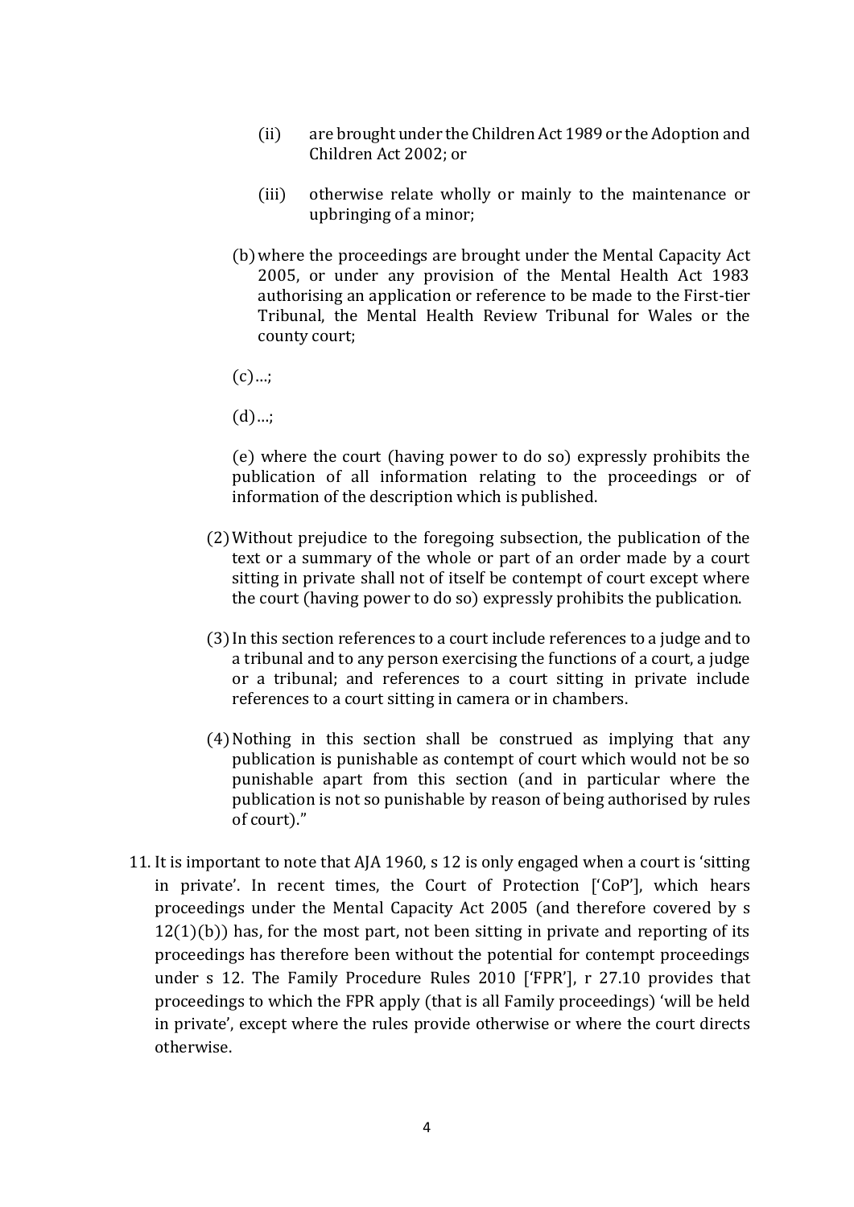(ii) are brought under the Children Act 1989 or the Adoption and Children Act 2002; or

(iii) otherwise relate wholly or mainly to the maintenance or upbringing of a minor;

(b) where the proceedings are brought under the Mental Capacity Act 2005, or under any provision of the Mental Health Act 1983 authorising an application or reference to be made to the First-tier Tribunal, the Mental Health Review Tribunal for Wales or the county court;

(c)…;

(d)…;

(e) where the court (having power to do so) expressly prohibits the publication of all information relating to the proceedings or of information of the description which is published.

(2) Without prejudice to the foregoing subsection, the publication of the text or a summary of the whole or part of an order made by a court sitting in private shall not of itself be contempt of court except where the court (having power to do so) expressly prohibits the publication.

(3) In this section references to a court include references to a judge and to a tribunal and to any person exercising the functions of a court, a judge or a tribunal; and references to a court sitting in private include references to a court sitting in camera or in chambers.

(4) Nothing in this section shall be construed as implying that any publication is punishable as contempt of court which would not be so punishable apart from this section (and in particular where the publication is not so punishable by reason of being authorised by rules of court)."

11. It is important to note that AJA 1960, s 12 is only engaged when a court is 'sitting in private'. In recent times, the Court of Protection ['CoP'], which hears proceedings under the Mental Capacity Act 2005 (and therefore covered by s 12(1)(b)) has, for the most part, not been sitting in private and reporting of its proceedings has therefore been without the potential for contempt proceedings under s 12. The Family Procedure Rules 2010 ['FPR'], r 27.10 provides that proceedings to which the FPR apply (that is all Family proceedings) 'will be held in private', except where the rules provide otherwise or where the court directs otherwise.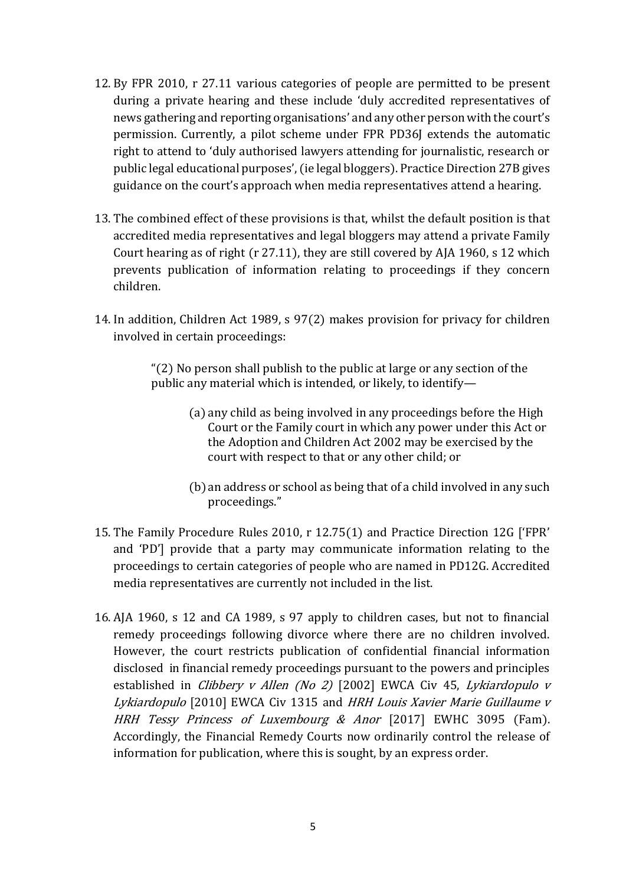12. By FPR 2010, r 27.11 various categories of people are permitted to be present during a private hearing and these include 'duly accredited representatives of news gathering and reporting organisations' and any other person with the court's permission. Currently, a pilot scheme under FPR PD36J extends the automatic right to attend to 'duly authorised lawyers attending for journalistic, research or public legal educational purposes', (ie legal bloggers). Practice Direction 27B gives guidance on the court's approach when media representatives attend a hearing.

13. The combined effect of these provisions is that, whilst the default position is that accredited media representatives and legal bloggers may attend a private Family Court hearing as of right (r 27.11), they are still covered by AJA 1960, s 12 which prevents publication of information relating to proceedings if they concern children.

14. In addition, Children Act 1989, s 97(2) makes provision for privacy for children involved in certain proceedings:

    > "(2) No person shall publish to the public at large or any section of the public any material which is intended, or likely, to identify—
    >
    > (a) any child as being involved in any proceedings before the High Court or the Family court in which any power under this Act or the Adoption and Children Act 2002 may be exercised by the court with respect to that or any other child; or
    >
    > (b) an address or school as being that of a child involved in any such proceedings."

15. The Family Procedure Rules 2010, r 12.75(1) and Practice Direction 12G ['FPR' and 'PD'] provide that a party may communicate information relating to the proceedings to certain categories of people who are named in PD12G. Accredited media representatives are currently not included in the list.

16. AJA 1960, s 12 and CA 1989, s 97 apply to children cases, but not to financial remedy proceedings following divorce where there are no children involved. However, the court restricts publication of confidential financial information disclosed in financial remedy proceedings pursuant to the powers and principles established in *Clibbery v Allen (No 2)* [2002] EWCA Civ 45, *Lykiardopulo v Lykiardopulo* [2010] EWCA Civ 1315 and *HRH Louis Xavier Marie Guillaume v HRH Tessy Princess of Luxembourg & Anor* [2017] EWHC 3095 (Fam). Accordingly, the Financial Remedy Courts now ordinarily control the release of information for publication, where this is sought, by an express order.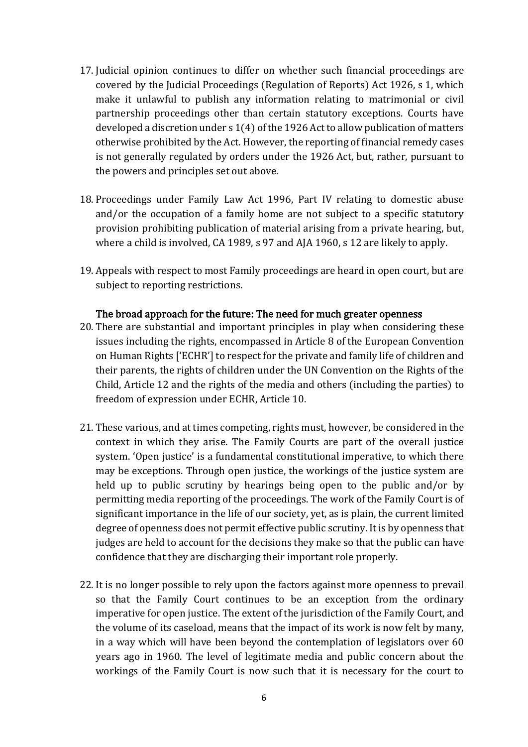17. Judicial opinion continues to differ on whether such financial proceedings are covered by the Judicial Proceedings (Regulation of Reports) Act 1926, s 1, which make it unlawful to publish any information relating to matrimonial or civil partnership proceedings other than certain statutory exceptions. Courts have developed a discretion under s 1(4) of the 1926 Act to allow publication of matters otherwise prohibited by the Act. However, the reporting of financial remedy cases is not generally regulated by orders under the 1926 Act, but, rather, pursuant to the powers and principles set out above.

18. Proceedings under Family Law Act 1996, Part IV relating to domestic abuse and/or the occupation of a family home are not subject to a specific statutory provision prohibiting publication of material arising from a private hearing, but, where a child is involved, CA 1989, s 97 and AJA 1960, s 12 are likely to apply.

19. Appeals with respect to most Family proceedings are heard in open court, but are subject to reporting restrictions.

**The broad approach for the future: The need for much greater openness**

20. There are substantial and important principles in play when considering these issues including the rights, encompassed in Article 8 of the European Convention on Human Rights ['ECHR'] to respect for the private and family life of children and their parents, the rights of children under the UN Convention on the Rights of the Child, Article 12 and the rights of the media and others (including the parties) to freedom of expression under ECHR, Article 10.

21. These various, and at times competing, rights must, however, be considered in the context in which they arise. The Family Courts are part of the overall justice system. 'Open justice' is a fundamental constitutional imperative, to which there may be exceptions. Through open justice, the workings of the justice system are held up to public scrutiny by hearings being open to the public and/or by permitting media reporting of the proceedings. The work of the Family Court is of significant importance in the life of our society, yet, as is plain, the current limited degree of openness does not permit effective public scrutiny. It is by openness that judges are held to account for the decisions they make so that the public can have confidence that they are discharging their important role properly.

22. It is no longer possible to rely upon the factors against more openness to prevail so that the Family Court continues to be an exception from the ordinary imperative for open justice. The extent of the jurisdiction of the Family Court, and the volume of its caseload, means that the impact of its work is now felt by many, in a way which will have been beyond the contemplation of legislators over 60 years ago in 1960. The level of legitimate media and public concern about the workings of the Family Court is now such that it is necessary for the court to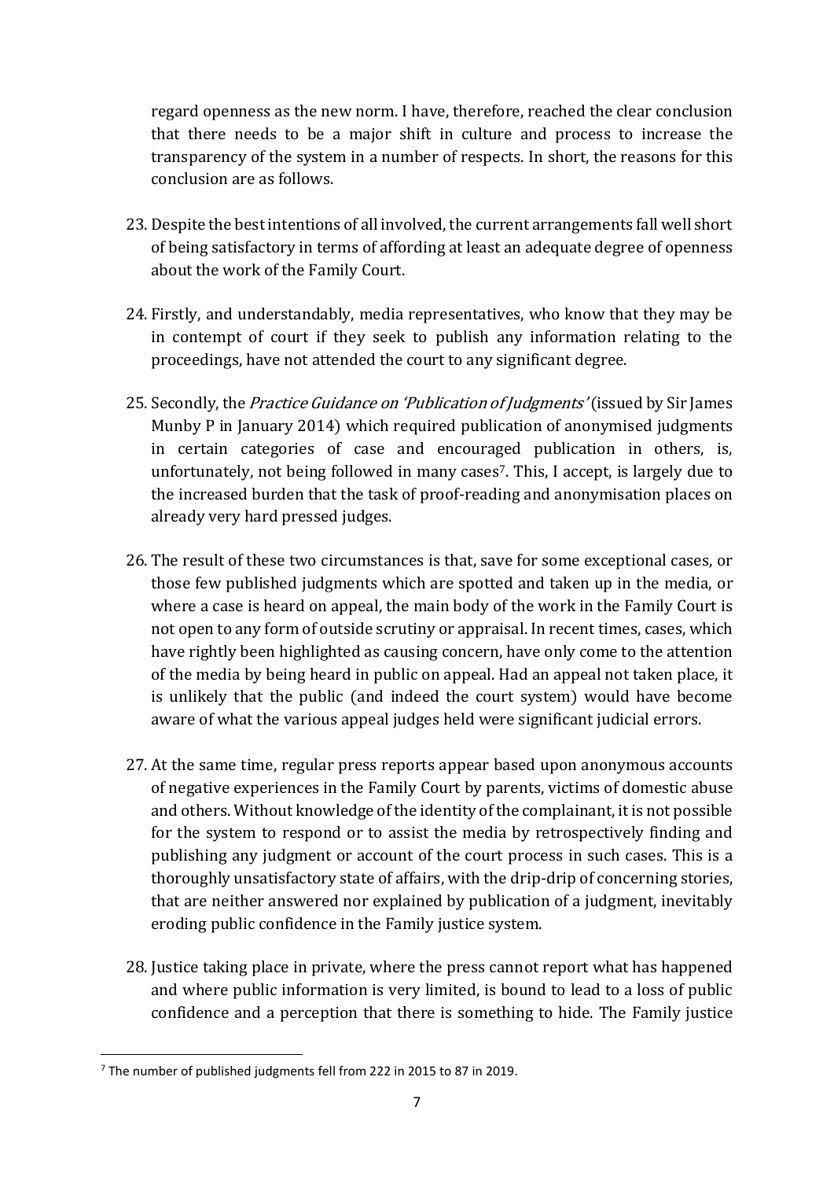regard openness as the new norm. I have, therefore, reached the clear conclusion that there needs to be a major shift in culture and process to increase the transparency of the system in a number of respects. In short, the reasons for this conclusion are as follows.

23. Despite the best intentions of all involved, the current arrangements fall well short of being satisfactory in terms of affording at least an adequate degree of openness about the work of the Family Court.

24. Firstly, and understandably, media representatives, who know that they may be in contempt of court if they seek to publish any information relating to the proceedings, have not attended the court to any significant degree.

25. Secondly, the *Practice Guidance on 'Publication of Judgments'* (issued by Sir James Munby P in January 2014) which required publication of anonymised judgments in certain categories of case and encouraged publication in others, is, unfortunately, not being followed in many cases[7]. This, I accept, is largely due to the increased burden that the task of proof-reading and anonymisation places on already very hard pressed judges.

26. The result of these two circumstances is that, save for some exceptional cases, or those few published judgments which are spotted and taken up in the media, or where a case is heard on appeal, the main body of the work in the Family Court is not open to any form of outside scrutiny or appraisal. In recent times, cases, which have rightly been highlighted as causing concern, have only come to the attention of the media by being heard in public on appeal. Had an appeal not taken place, it is unlikely that the public (and indeed the court system) would have become aware of what the various appeal judges held were significant judicial errors.

27. At the same time, regular press reports appear based upon anonymous accounts of negative experiences in the Family Court by parents, victims of domestic abuse and others. Without knowledge of the identity of the complainant, it is not possible for the system to respond or to assist the media by retrospectively finding and publishing any judgment or account of the court process in such cases. This is a thoroughly unsatisfactory state of affairs, with the drip-drip of concerning stories, that are neither answered nor explained by publication of a judgment, inevitably eroding public confidence in the Family justice system.

28. Justice taking place in private, where the press cannot report what has happened and where public information is very limited, is bound to lead to a loss of public confidence and a perception that there is something to hide. The Family justice

---

[7] The number of published judgments fell from 222 in 2015 to 87 in 2019.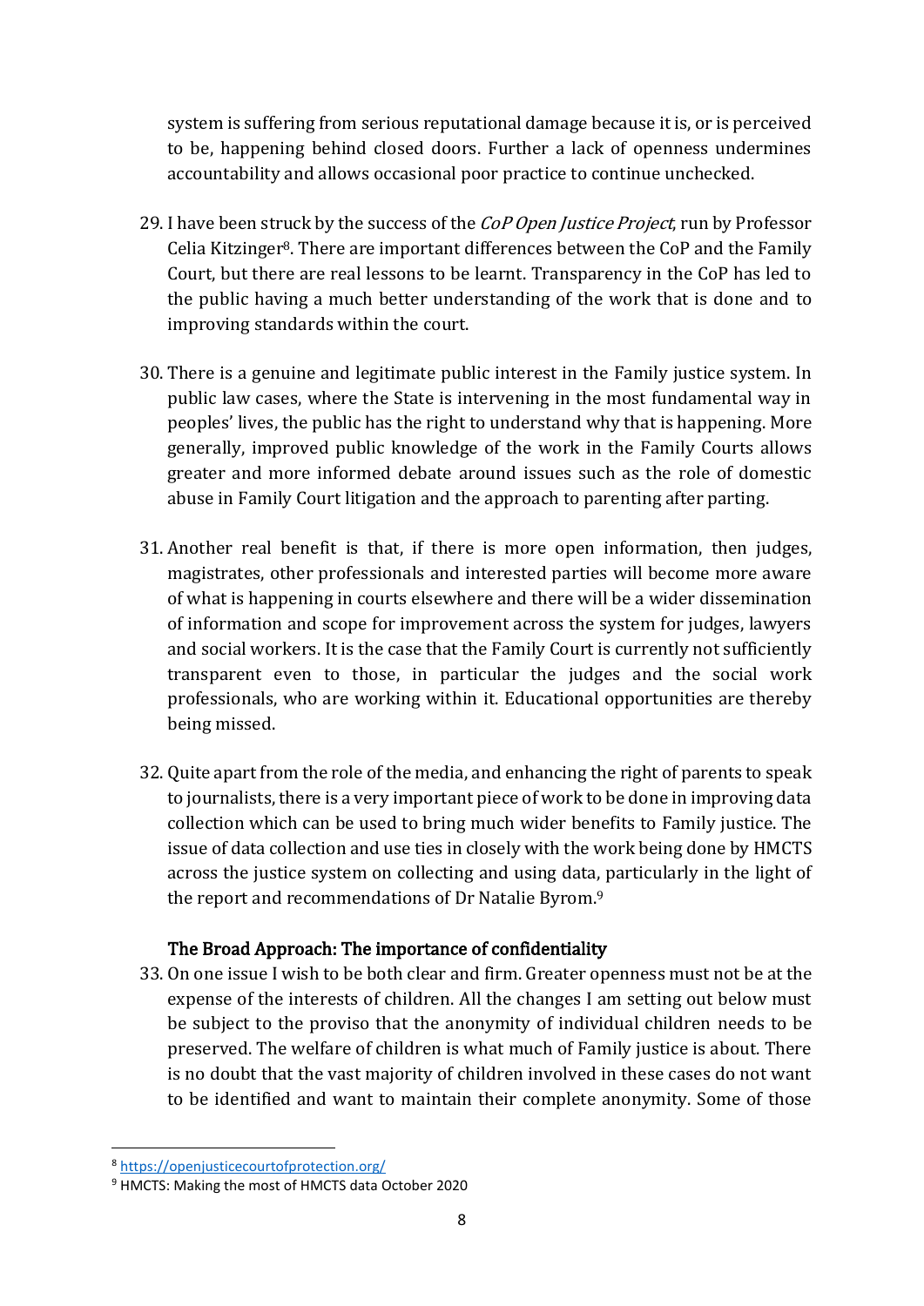system is suffering from serious reputational damage because it is, or is perceived to be, happening behind closed doors. Further a lack of openness undermines accountability and allows occasional poor practice to continue unchecked.

29. I have been struck by the success of the *CoP Open Justice Project*, run by Professor Celia Kitzinger[8]. There are important differences between the CoP and the Family Court, but there are real lessons to be learnt. Transparency in the CoP has led to the public having a much better understanding of the work that is done and to improving standards within the court.

30. There is a genuine and legitimate public interest in the Family justice system. In public law cases, where the State is intervening in the most fundamental way in peoples' lives, the public has the right to understand why that is happening. More generally, improved public knowledge of the work in the Family Courts allows greater and more informed debate around issues such as the role of domestic abuse in Family Court litigation and the approach to parenting after parting.

31. Another real benefit is that, if there is more open information, then judges, magistrates, other professionals and interested parties will become more aware of what is happening in courts elsewhere and there will be a wider dissemination of information and scope for improvement across the system for judges, lawyers and social workers. It is the case that the Family Court is currently not sufficiently transparent even to those, in particular the judges and the social work professionals, who are working within it. Educational opportunities are thereby being missed.

32. Quite apart from the role of the media, and enhancing the right of parents to speak to journalists, there is a very important piece of work to be done in improving data collection which can be used to bring much wider benefits to Family justice. The issue of data collection and use ties in closely with the work being done by HMCTS across the justice system on collecting and using data, particularly in the light of the report and recommendations of Dr Natalie Byrom.[9]

### The Broad Approach: The importance of confidentiality

33. On one issue I wish to be both clear and firm. Greater openness must not be at the expense of the interests of children. All the changes I am setting out below must be subject to the proviso that the anonymity of individual children needs to be preserved. The welfare of children is what much of Family justice is about. There is no doubt that the vast majority of children involved in these cases do not want to be identified and want to maintain their complete anonymity. Some of those

---

[8] https://openjusticecourtofprotection.org/

[9] HMCTS: Making the most of HMCTS data October 2020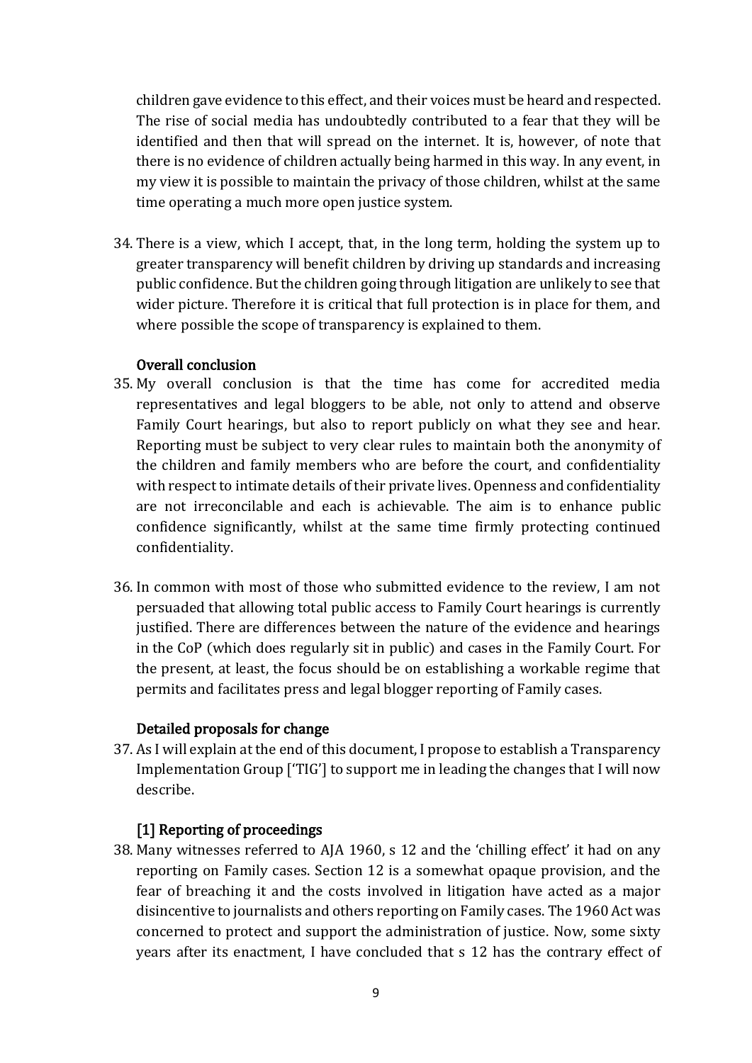children gave evidence to this effect, and their voices must be heard and respected. The rise of social media has undoubtedly contributed to a fear that they will be identified and then that will spread on the internet. It is, however, of note that there is no evidence of children actually being harmed in this way. In any event, in my view it is possible to maintain the privacy of those children, whilst at the same time operating a much more open justice system.

34. There is a view, which I accept, that, in the long term, holding the system up to greater transparency will benefit children by driving up standards and increasing public confidence. But the children going through litigation are unlikely to see that wider picture. Therefore it is critical that full protection is in place for them, and where possible the scope of transparency is explained to them.

### Overall conclusion

35. My overall conclusion is that the time has come for accredited media representatives and legal bloggers to be able, not only to attend and observe Family Court hearings, but also to report publicly on what they see and hear. Reporting must be subject to very clear rules to maintain both the anonymity of the children and family members who are before the court, and confidentiality with respect to intimate details of their private lives. Openness and confidentiality are not irreconcilable and each is achievable. The aim is to enhance public confidence significantly, whilst at the same time firmly protecting continued confidentiality.

36. In common with most of those who submitted evidence to the review, I am not persuaded that allowing total public access to Family Court hearings is currently justified. There are differences between the nature of the evidence and hearings in the CoP (which does regularly sit in public) and cases in the Family Court. For the present, at least, the focus should be on establishing a workable regime that permits and facilitates press and legal blogger reporting of Family cases.

### Detailed proposals for change

37. As I will explain at the end of this document, I propose to establish a Transparency Implementation Group ['TIG'] to support me in leading the changes that I will now describe.

### [1] Reporting of proceedings

38. Many witnesses referred to AJA 1960, s 12 and the 'chilling effect' it had on any reporting on Family cases. Section 12 is a somewhat opaque provision, and the fear of breaching it and the costs involved in litigation have acted as a major disincentive to journalists and others reporting on Family cases. The 1960 Act was concerned to protect and support the administration of justice. Now, some sixty years after its enactment, I have concluded that s 12 has the contrary effect of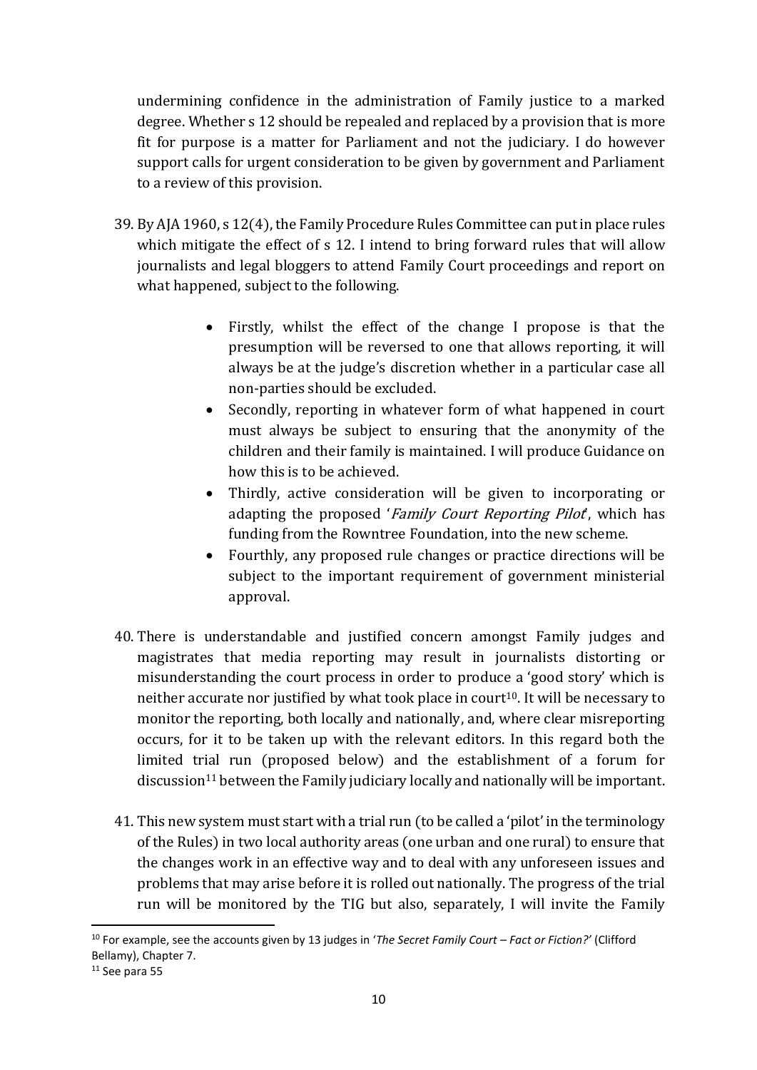undermining confidence in the administration of Family justice to a marked degree. Whether s 12 should be repealed and replaced by a provision that is more fit for purpose is a matter for Parliament and not the judiciary. I do however support calls for urgent consideration to be given by government and Parliament to a review of this provision.

39. By AJA 1960, s 12(4), the Family Procedure Rules Committee can put in place rules which mitigate the effect of s 12. I intend to bring forward rules that will allow journalists and legal bloggers to attend Family Court proceedings and report on what happened, subject to the following.

    - Firstly, whilst the effect of the change I propose is that the presumption will be reversed to one that allows reporting, it will always be at the judge's discretion whether in a particular case all non-parties should be excluded.
    - Secondly, reporting in whatever form of what happened in court must always be subject to ensuring that the anonymity of the children and their family is maintained. I will produce Guidance on how this is to be achieved.
    - Thirdly, active consideration will be given to incorporating or adapting the proposed '*Family Court Reporting Pilot*', which has funding from the Rowntree Foundation, into the new scheme.
    - Fourthly, any proposed rule changes or practice directions will be subject to the important requirement of government ministerial approval.

40. There is understandable and justified concern amongst Family judges and magistrates that media reporting may result in journalists distorting or misunderstanding the court process in order to produce a 'good story' which is neither accurate nor justified by what took place in court[10]. It will be necessary to monitor the reporting, both locally and nationally, and, where clear misreporting occurs, for it to be taken up with the relevant editors. In this regard both the limited trial run (proposed below) and the establishment of a forum for discussion[11] between the Family judiciary locally and nationally will be important.

41. This new system must start with a trial run (to be called a 'pilot' in the terminology of the Rules) in two local authority areas (one urban and one rural) to ensure that the changes work in an effective way and to deal with any unforeseen issues and problems that may arise before it is rolled out nationally. The progress of the trial run will be monitored by the TIG but also, separately, I will invite the Family

---

[10] For example, see the accounts given by 13 judges in '*The Secret Family Court – Fact or Fiction?*' (Clifford Bellamy), Chapter 7.

[11] See para 55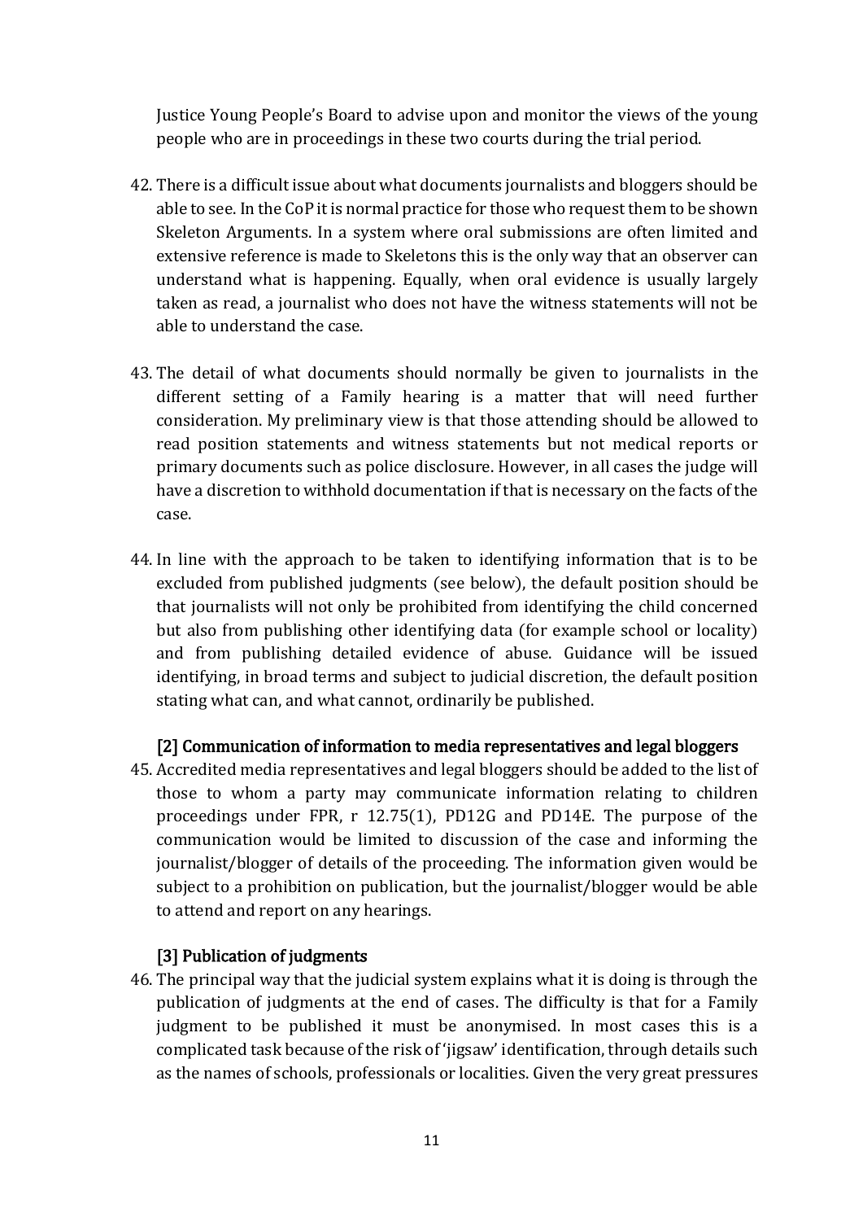Justice Young People's Board to advise upon and monitor the views of the young people who are in proceedings in these two courts during the trial period.

42. There is a difficult issue about what documents journalists and bloggers should be able to see. In the CoP it is normal practice for those who request them to be shown Skeleton Arguments. In a system where oral submissions are often limited and extensive reference is made to Skeletons this is the only way that an observer can understand what is happening. Equally, when oral evidence is usually largely taken as read, a journalist who does not have the witness statements will not be able to understand the case.

43. The detail of what documents should normally be given to journalists in the different setting of a Family hearing is a matter that will need further consideration. My preliminary view is that those attending should be allowed to read position statements and witness statements but not medical reports or primary documents such as police disclosure. However, in all cases the judge will have a discretion to withhold documentation if that is necessary on the facts of the case.

44. In line with the approach to be taken to identifying information that is to be excluded from published judgments (see below), the default position should be that journalists will not only be prohibited from identifying the child concerned but also from publishing other identifying data (for example school or locality) and from publishing detailed evidence of abuse. Guidance will be issued identifying, in broad terms and subject to judicial discretion, the default position stating what can, and what cannot, ordinarily be published.

### [2] Communication of information to media representatives and legal bloggers

45. Accredited media representatives and legal bloggers should be added to the list of those to whom a party may communicate information relating to children proceedings under FPR, r 12.75(1), PD12G and PD14E. The purpose of the communication would be limited to discussion of the case and informing the journalist/blogger of details of the proceeding. The information given would be subject to a prohibition on publication, but the journalist/blogger would be able to attend and report on any hearings.

### [3] Publication of judgments

46. The principal way that the judicial system explains what it is doing is through the publication of judgments at the end of cases. The difficulty is that for a Family judgment to be published it must be anonymised. In most cases this is a complicated task because of the risk of 'jigsaw' identification, through details such as the names of schools, professionals or localities. Given the very great pressures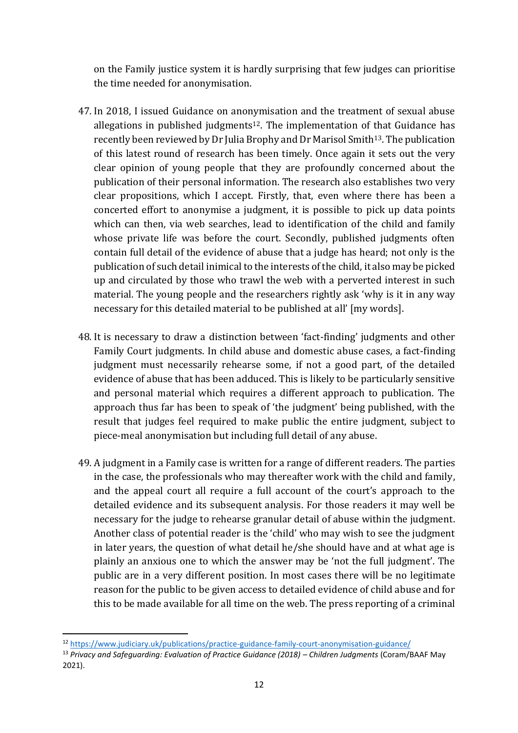on the Family justice system it is hardly surprising that few judges can prioritise the time needed for anonymisation.

47. In 2018, I issued Guidance on anonymisation and the treatment of sexual abuse allegations in published judgments[12]. The implementation of that Guidance has recently been reviewed by Dr Julia Brophy and Dr Marisol Smith[13]. The publication of this latest round of research has been timely. Once again it sets out the very clear opinion of young people that they are profoundly concerned about the publication of their personal information. The research also establishes two very clear propositions, which I accept. Firstly, that, even where there has been a concerted effort to anonymise a judgment, it is possible to pick up data points which can then, via web searches, lead to identification of the child and family whose private life was before the court. Secondly, published judgments often contain full detail of the evidence of abuse that a judge has heard; not only is the publication of such detail inimical to the interests of the child, it also may be picked up and circulated by those who trawl the web with a perverted interest in such material. The young people and the researchers rightly ask 'why is it in any way necessary for this detailed material to be published at all' [my words].

48. It is necessary to draw a distinction between 'fact-finding' judgments and other Family Court judgments. In child abuse and domestic abuse cases, a fact-finding judgment must necessarily rehearse some, if not a good part, of the detailed evidence of abuse that has been adduced. This is likely to be particularly sensitive and personal material which requires a different approach to publication. The approach thus far has been to speak of 'the judgment' being published, with the result that judges feel required to make public the entire judgment, subject to piece-meal anonymisation but including full detail of any abuse.

49. A judgment in a Family case is written for a range of different readers. The parties in the case, the professionals who may thereafter work with the child and family, and the appeal court all require a full account of the court's approach to the detailed evidence and its subsequent analysis. For those readers it may well be necessary for the judge to rehearse granular detail of abuse within the judgment. Another class of potential reader is the 'child' who may wish to see the judgment in later years, the question of what detail he/she should have and at what age is plainly an anxious one to which the answer may be 'not the full judgment'. The public are in a very different position. In most cases there will be no legitimate reason for the public to be given access to detailed evidence of child abuse and for this to be made available for all time on the web. The press reporting of a criminal

---

[12] https://www.judiciary.uk/publications/practice-guidance-family-court-anonymisation-guidance/

[13] *Privacy and Safeguarding: Evaluation of Practice Guidance (2018) – Children Judgments* (Coram/BAAF May 2021).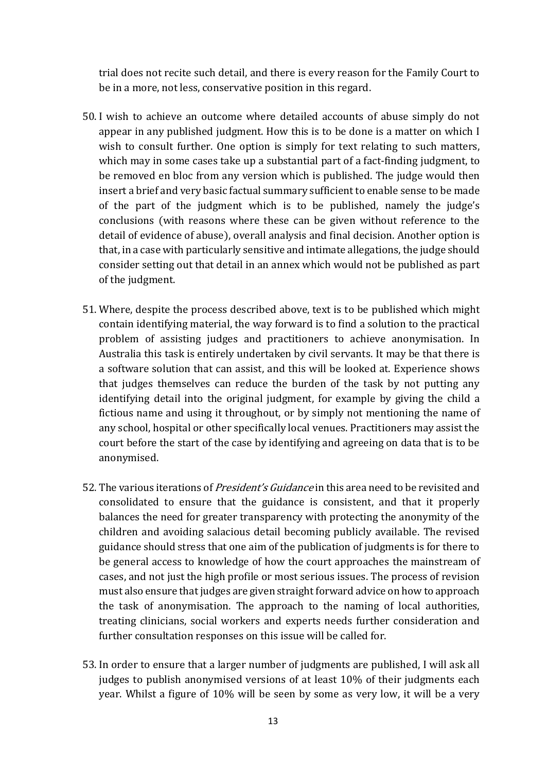trial does not recite such detail, and there is every reason for the Family Court to be in a more, not less, conservative position in this regard.

50. I wish to achieve an outcome where detailed accounts of abuse simply do not appear in any published judgment. How this is to be done is a matter on which I wish to consult further. One option is simply for text relating to such matters, which may in some cases take up a substantial part of a fact-finding judgment, to be removed en bloc from any version which is published. The judge would then insert a brief and very basic factual summary sufficient to enable sense to be made of the part of the judgment which is to be published, namely the judge's conclusions (with reasons where these can be given without reference to the detail of evidence of abuse), overall analysis and final decision. Another option is that, in a case with particularly sensitive and intimate allegations, the judge should consider setting out that detail in an annex which would not be published as part of the judgment.

51. Where, despite the process described above, text is to be published which might contain identifying material, the way forward is to find a solution to the practical problem of assisting judges and practitioners to achieve anonymisation. In Australia this task is entirely undertaken by civil servants. It may be that there is a software solution that can assist, and this will be looked at. Experience shows that judges themselves can reduce the burden of the task by not putting any identifying detail into the original judgment, for example by giving the child a fictious name and using it throughout, or by simply not mentioning the name of any school, hospital or other specifically local venues. Practitioners may assist the court before the start of the case by identifying and agreeing on data that is to be anonymised.

52. The various iterations of *President's Guidance* in this area need to be revisited and consolidated to ensure that the guidance is consistent, and that it properly balances the need for greater transparency with protecting the anonymity of the children and avoiding salacious detail becoming publicly available. The revised guidance should stress that one aim of the publication of judgments is for there to be general access to knowledge of how the court approaches the mainstream of cases, and not just the high profile or most serious issues. The process of revision must also ensure that judges are given straight forward advice on how to approach the task of anonymisation. The approach to the naming of local authorities, treating clinicians, social workers and experts needs further consideration and further consultation responses on this issue will be called for.

53. In order to ensure that a larger number of judgments are published, I will ask all judges to publish anonymised versions of at least 10% of their judgments each year. Whilst a figure of 10% will be seen by some as very low, it will be a very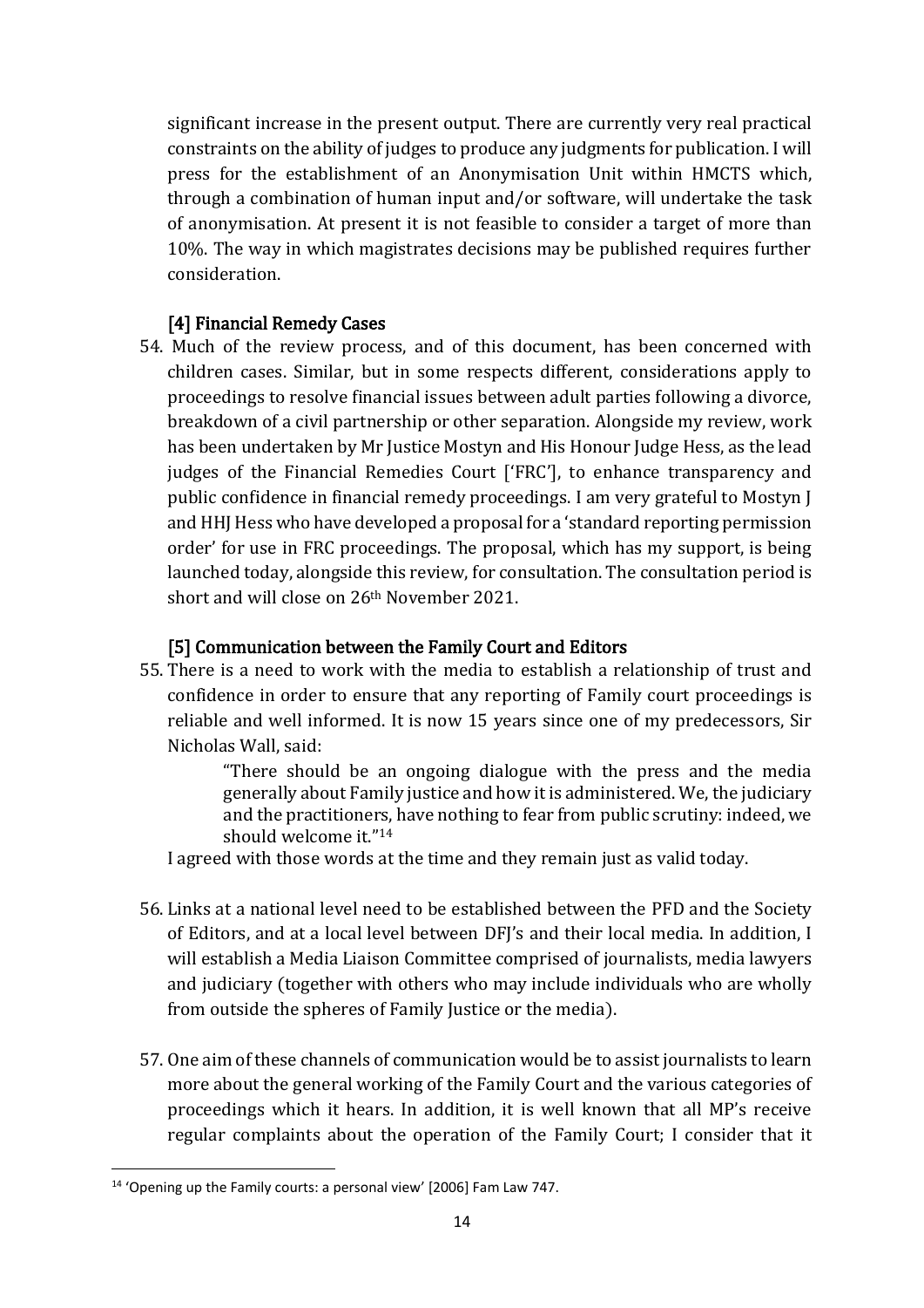significant increase in the present output. There are currently very real practical constraints on the ability of judges to produce any judgments for publication. I will press for the establishment of an Anonymisation Unit within HMCTS which, through a combination of human input and/or software, will undertake the task of anonymisation. At present it is not feasible to consider a target of more than 10%. The way in which magistrates decisions may be published requires further consideration.

### [4] Financial Remedy Cases

54. Much of the review process, and of this document, has been concerned with children cases. Similar, but in some respects different, considerations apply to proceedings to resolve financial issues between adult parties following a divorce, breakdown of a civil partnership or other separation. Alongside my review, work has been undertaken by Mr Justice Mostyn and His Honour Judge Hess, as the lead judges of the Financial Remedies Court ['FRC'], to enhance transparency and public confidence in financial remedy proceedings. I am very grateful to Mostyn J and HHJ Hess who have developed a proposal for a 'standard reporting permission order' for use in FRC proceedings. The proposal, which has my support, is being launched today, alongside this review, for consultation. The consultation period is short and will close on 26th November 2021.

### [5] Communication between the Family Court and Editors

55. There is a need to work with the media to establish a relationship of trust and confidence in order to ensure that any reporting of Family court proceedings is reliable and well informed. It is now 15 years since one of my predecessors, Sir Nicholas Wall, said:

> "There should be an ongoing dialogue with the press and the media generally about Family justice and how it is administered. We, the judiciary and the practitioners, have nothing to fear from public scrutiny: indeed, we should welcome it."[14]

I agreed with those words at the time and they remain just as valid today.

56. Links at a national level need to be established between the PFD and the Society of Editors, and at a local level between DFJ's and their local media. In addition, I will establish a Media Liaison Committee comprised of journalists, media lawyers and judiciary (together with others who may include individuals who are wholly from outside the spheres of Family Justice or the media).

57. One aim of these channels of communication would be to assist journalists to learn more about the general working of the Family Court and the various categories of proceedings which it hears. In addition, it is well known that all MP's receive regular complaints about the operation of the Family Court; I consider that it

---

[14] 'Opening up the Family courts: a personal view' [2006] Fam Law 747.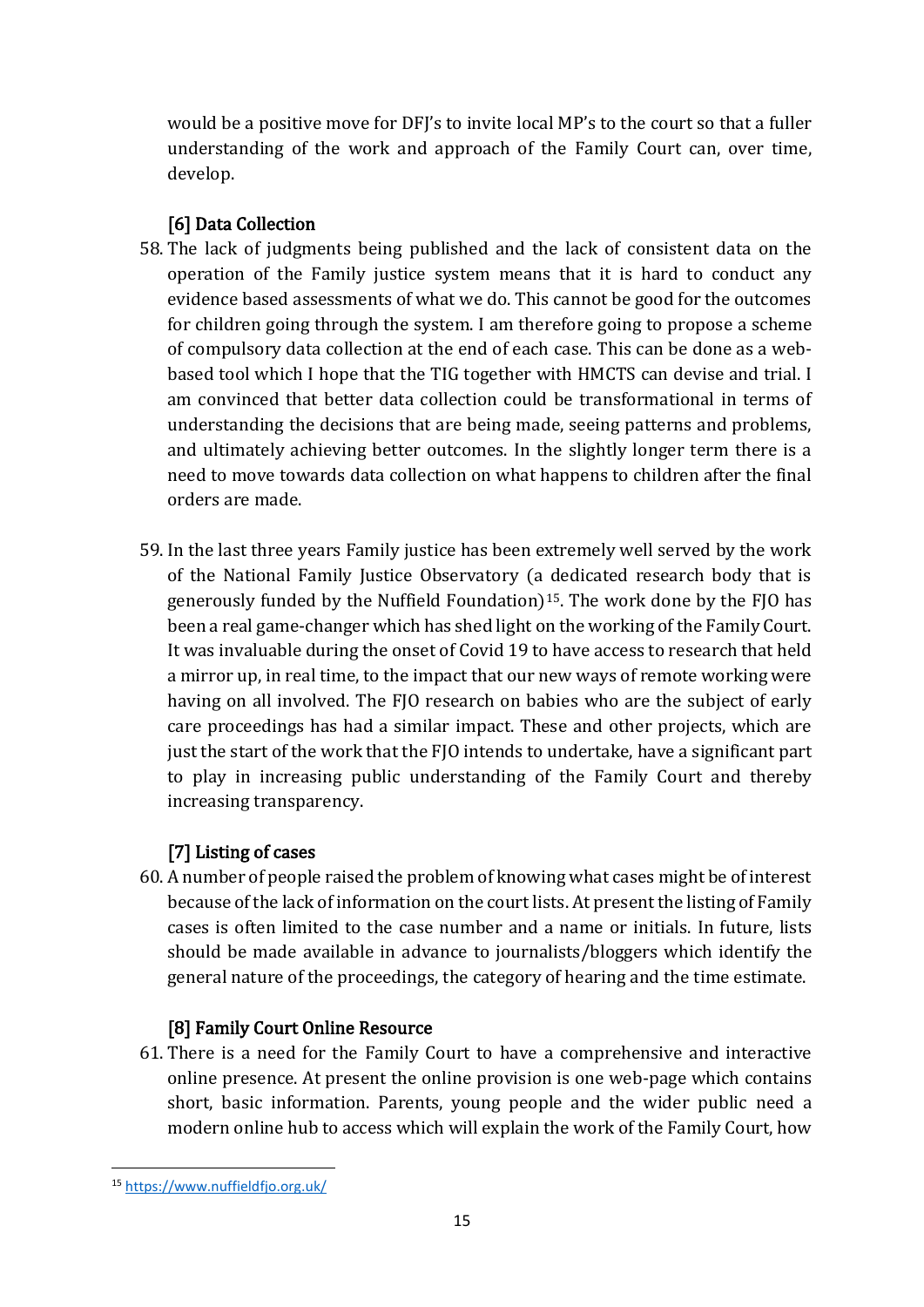would be a positive move for DFJ's to invite local MP's to the court so that a fuller understanding of the work and approach of the Family Court can, over time, develop.

### [6] Data Collection

58. The lack of judgments being published and the lack of consistent data on the operation of the Family justice system means that it is hard to conduct any evidence based assessments of what we do. This cannot be good for the outcomes for children going through the system. I am therefore going to propose a scheme of compulsory data collection at the end of each case. This can be done as a web-based tool which I hope that the TIG together with HMCTS can devise and trial. I am convinced that better data collection could be transformational in terms of understanding the decisions that are being made, seeing patterns and problems, and ultimately achieving better outcomes. In the slightly longer term there is a need to move towards data collection on what happens to children after the final orders are made.

59. In the last three years Family justice has been extremely well served by the work of the National Family Justice Observatory (a dedicated research body that is generously funded by the Nuffield Foundation)[15]. The work done by the FJO has been a real game-changer which has shed light on the working of the Family Court. It was invaluable during the onset of Covid 19 to have access to research that held a mirror up, in real time, to the impact that our new ways of remote working were having on all involved. The FJO research on babies who are the subject of early care proceedings has had a similar impact. These and other projects, which are just the start of the work that the FJO intends to undertake, have a significant part to play in increasing public understanding of the Family Court and thereby increasing transparency.

### [7] Listing of cases

60. A number of people raised the problem of knowing what cases might be of interest because of the lack of information on the court lists. At present the listing of Family cases is often limited to the case number and a name or initials. In future, lists should be made available in advance to journalists/bloggers which identify the general nature of the proceedings, the category of hearing and the time estimate.

### [8] Family Court Online Resource

61. There is a need for the Family Court to have a comprehensive and interactive online presence. At present the online provision is one web-page which contains short, basic information. Parents, young people and the wider public need a modern online hub to access which will explain the work of the Family Court, how

---

[15] https://www.nuffieldfjo.org.uk/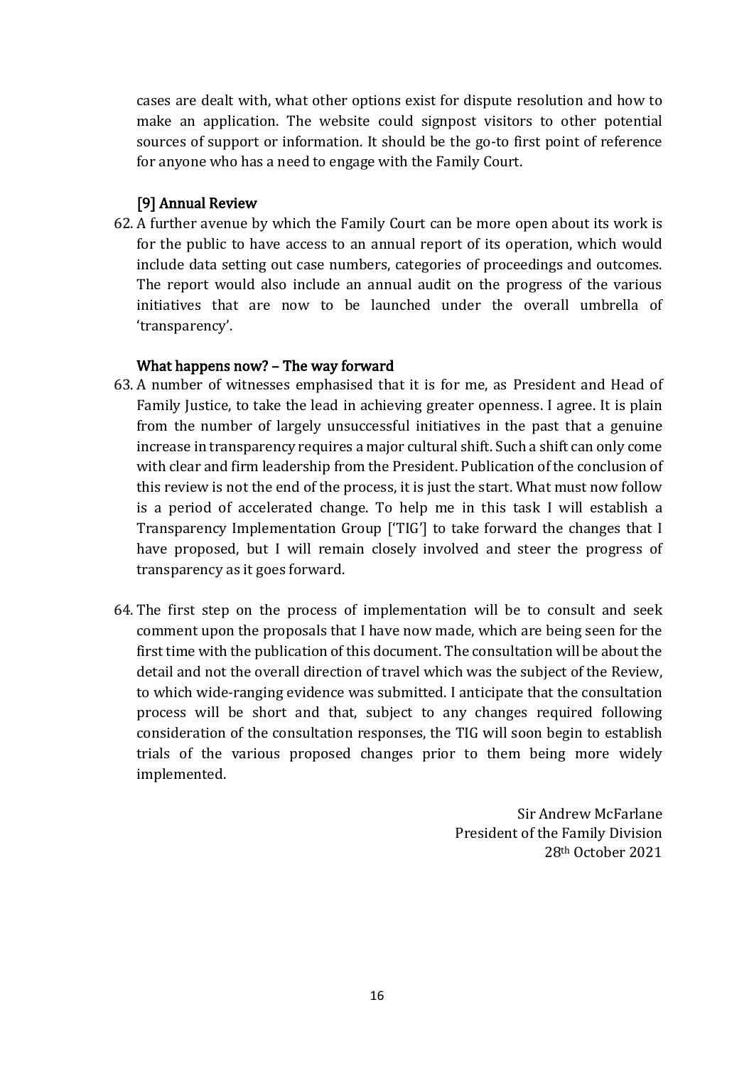cases are dealt with, what other options exist for dispute resolution and how to make an application. The website could signpost visitors to other potential sources of support or information. It should be the go-to first point of reference for anyone who has a need to engage with the Family Court.

### [9] Annual Review

62. A further avenue by which the Family Court can be more open about its work is for the public to have access to an annual report of its operation, which would include data setting out case numbers, categories of proceedings and outcomes. The report would also include an annual audit on the progress of the various initiatives that are now to be launched under the overall umbrella of 'transparency'.

### What happens now? – The way forward

63. A number of witnesses emphasised that it is for me, as President and Head of Family Justice, to take the lead in achieving greater openness. I agree. It is plain from the number of largely unsuccessful initiatives in the past that a genuine increase in transparency requires a major cultural shift. Such a shift can only come with clear and firm leadership from the President. Publication of the conclusion of this review is not the end of the process, it is just the start. What must now follow is a period of accelerated change. To help me in this task I will establish a Transparency Implementation Group ['TIG'] to take forward the changes that I have proposed, but I will remain closely involved and steer the progress of transparency as it goes forward.

64. The first step on the process of implementation will be to consult and seek comment upon the proposals that I have now made, which are being seen for the first time with the publication of this document. The consultation will be about the detail and not the overall direction of travel which was the subject of the Review, to which wide-ranging evidence was submitted. I anticipate that the consultation process will be short and that, subject to any changes required following consideration of the consultation responses, the TIG will soon begin to establish trials of the various proposed changes prior to them being more widely implemented.

Sir Andrew McFarlane
President of the Family Division
28th October 2021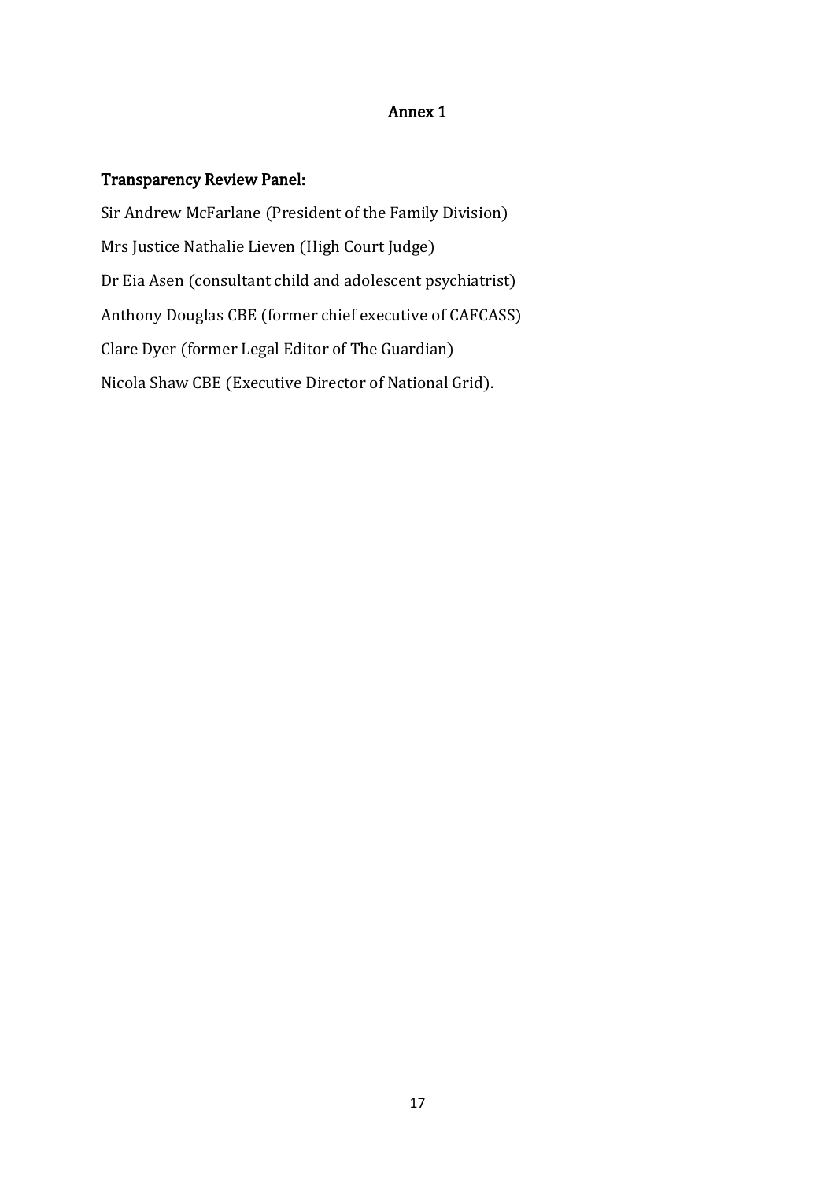# Annex 1

## Transparency Review Panel:

Sir Andrew McFarlane (President of the Family Division)

Mrs Justice Nathalie Lieven (High Court Judge)

Dr Eia Asen (consultant child and adolescent psychiatrist)

Anthony Douglas CBE (former chief executive of CAFCASS)

Clare Dyer (former Legal Editor of The Guardian)

Nicola Shaw CBE (Executive Director of National Grid).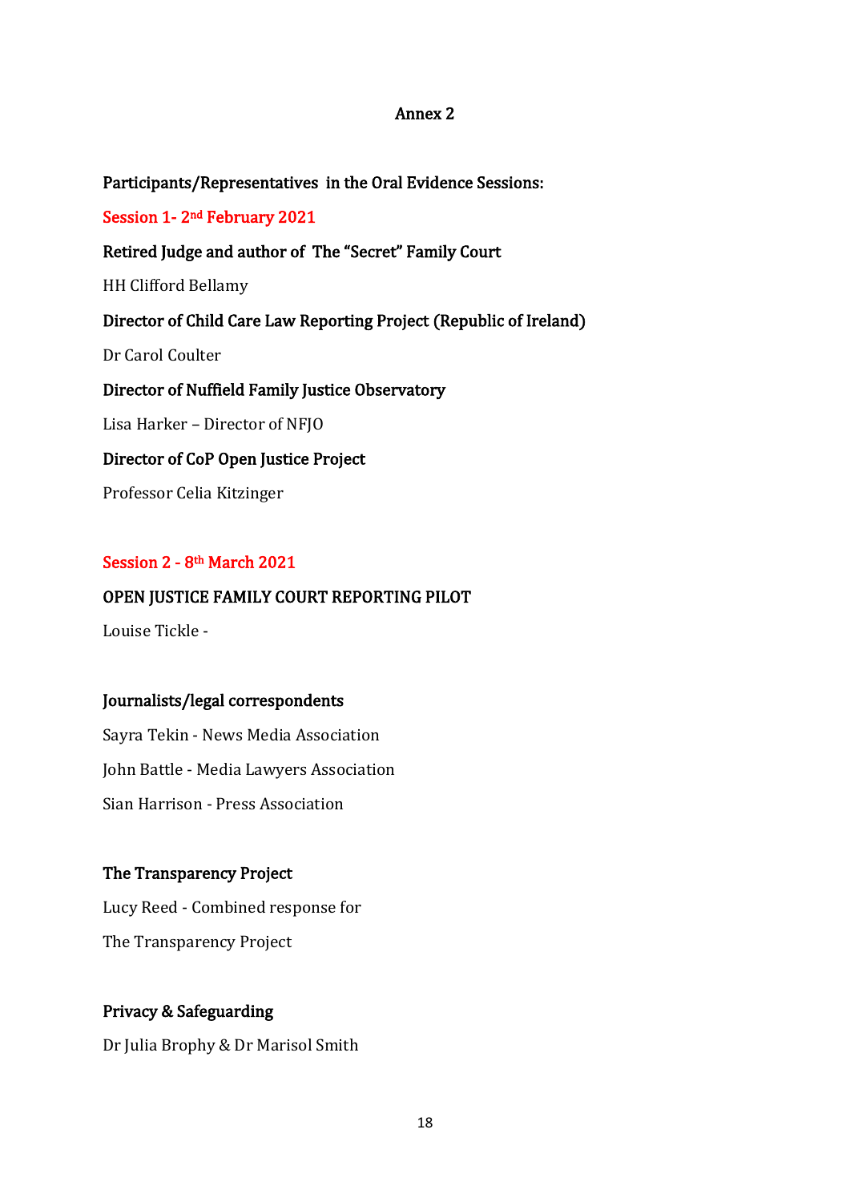# Annex 2

**Participants/Representatives in the Oral Evidence Sessions:**

**Session 1- 2nd February 2021**

**Retired Judge and author of The "Secret" Family Court**

HH Clifford Bellamy

**Director of Child Care Law Reporting Project (Republic of Ireland)**

Dr Carol Coulter

**Director of Nuffield Family Justice Observatory**

Lisa Harker – Director of NFJO

**Director of CoP Open Justice Project**

Professor Celia Kitzinger

**Session 2 - 8th March 2021**

**OPEN JUSTICE FAMILY COURT REPORTING PILOT**

Louise Tickle -

**Journalists/legal correspondents**

Sayra Tekin - News Media Association

John Battle - Media Lawyers Association

Sian Harrison - Press Association

**The Transparency Project**

Lucy Reed - Combined response for

The Transparency Project

**Privacy & Safeguarding**

Dr Julia Brophy & Dr Marisol Smith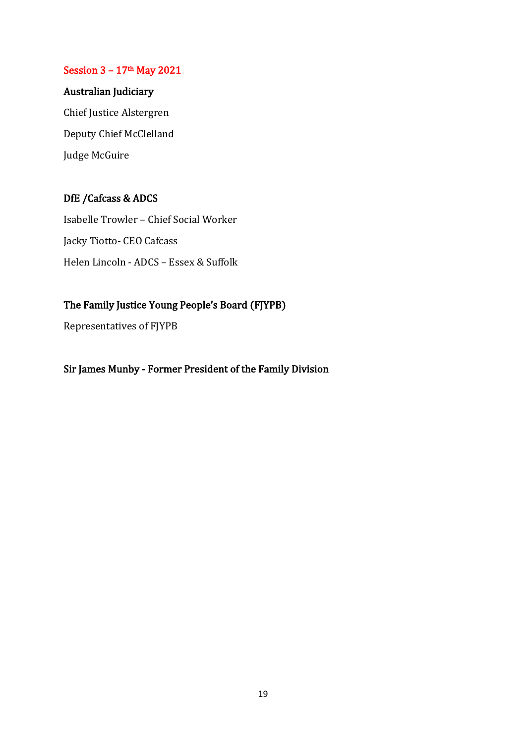## Session 3 – 17th May 2021

### Australian Judiciary

Chief Justice Alstergren

Deputy Chief McClelland

Judge McGuire

### DfE /Cafcass & ADCS

Isabelle Trowler – Chief Social Worker

Jacky Tiotto- CEO Cafcass

Helen Lincoln - ADCS – Essex & Suffolk

### The Family Justice Young People's Board (FJYPB)

Representatives of FJYPB

### Sir James Munby - Former President of the Family Division